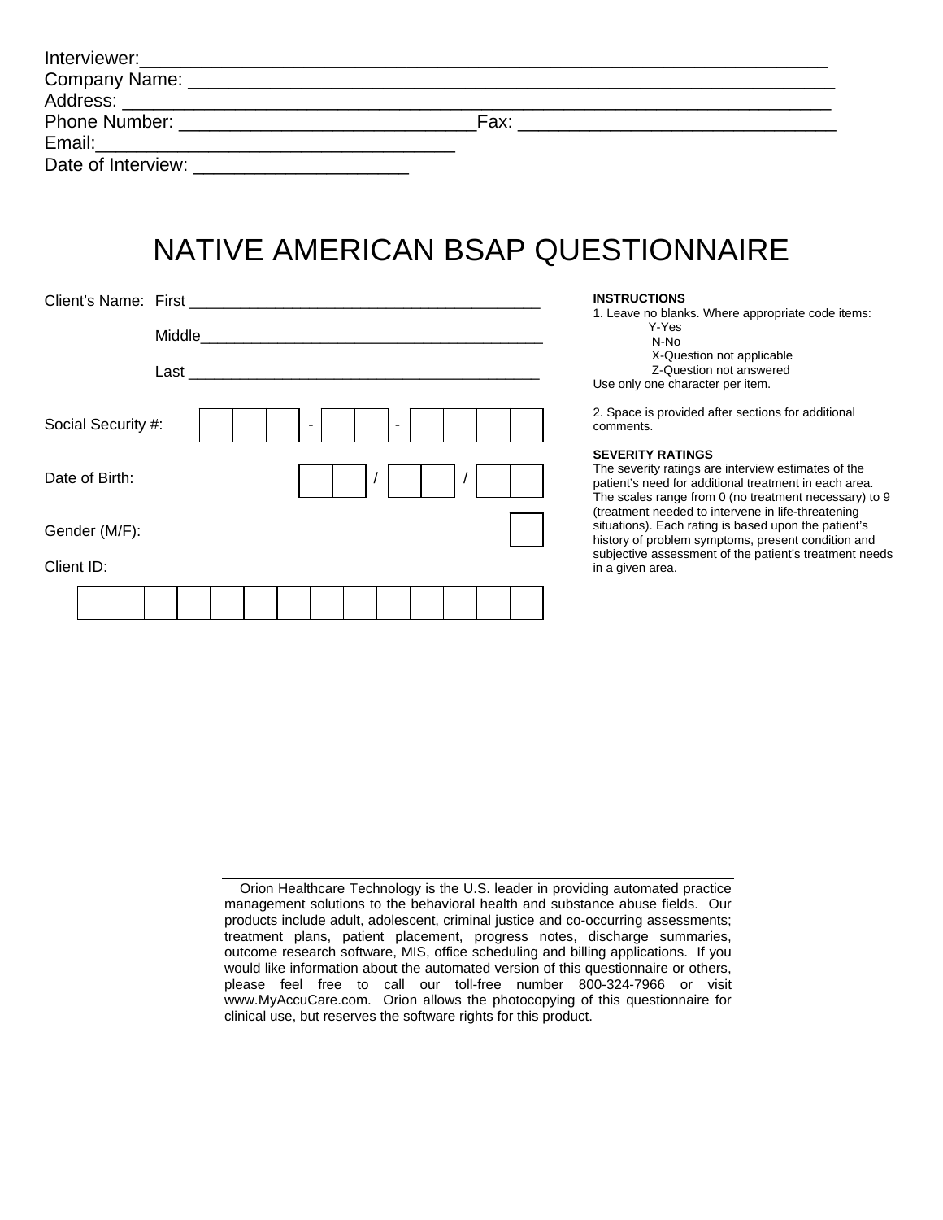Interviewer:___________________________________________________________________
Company Name: _________________________________________________________________
Address: ______________________________________________________________________
Phone Number: ____________________________Fax: ______________________________
Email:___________________________________
Date of Interview: ____________________

# NATIVE AMERICAN BSAP QUESTIONNAIRE

Client's Name: First ________________________________________

Middle________________________________________

Last ________________________________________

Social Security #: [ ][ ][ ] - [ ][ ] - [ ][ ][ ][ ]

Date of Birth: [ ][ ] / [ ][ ] / [ ][ ]

Gender (M/F): [ ]

Client ID:

[ ][ ][ ][ ][ ][ ][ ][ ][ ][ ][ ][ ][ ][ ]

**INSTRUCTIONS**

1. Leave no blanks. Where appropriate code items:
   - Y-Yes
   - N-No
   - X-Question not applicable
   - Z-Question not answered

Use only one character per item.

2. Space is provided after sections for additional comments.

**SEVERITY RATINGS**

The severity ratings are interview estimates of the patient's need for additional treatment in each area. The scales range from 0 (no treatment necessary) to 9 (treatment needed to intervene in life-threatening situations). Each rating is based upon the patient's history of problem symptoms, present condition and subjective assessment of the patient's treatment needs in a given area.

Orion Healthcare Technology is the U.S. leader in providing automated practice management solutions to the behavioral health and substance abuse fields. Our products include adult, adolescent, criminal justice and co-occurring assessments; treatment plans, patient placement, progress notes, discharge summaries, outcome research software, MIS, office scheduling and billing applications. If you would like information about the automated version of this questionnaire or others, please feel free to call our toll-free number 800-324-7966 or visit www.MyAccuCare.com. Orion allows the photocopying of this questionnaire for clinical use, but reserves the software rights for this product.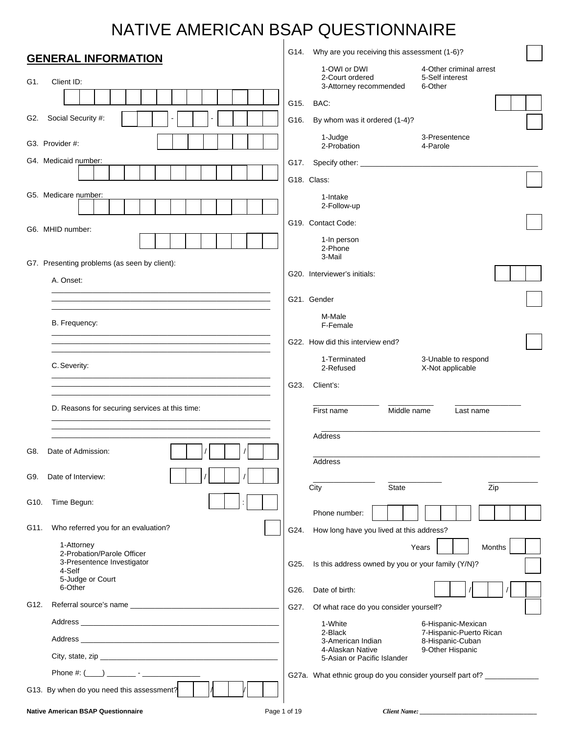# NATIVE AMERICAN BSAP QUESTIONNAIRE

## GENERAL INFORMATION

G1. Client ID: ☐☐☐☐☐☐☐☐☐☐☐☐☐☐

G2. Social Security #: ☐☐☐ - ☐☐ - ☐☐☐☐

G3. Provider #: ☐☐☐☐☐☐☐☐

G4. Medicaid number: ☐☐☐☐☐☐☐☐☐☐☐☐☐

G5. Medicare number: ☐☐☐☐☐☐☐☐☐☐☐☐☐

G6. MHID number: ☐☐☐☐☐☐☐☐☐

G7. Presenting problems (as seen by client):

A. Onset:

______________________________

______________________________

______________________________

B. Frequency:

______________________________

______________________________

______________________________

C. Severity:

______________________________

______________________________

______________________________

D. Reasons for securing services at this time:

______________________________

______________________________

______________________________

G8. Date of Admission: ☐☐ / ☐☐ / ☐☐

G9. Date of Interview: ☐☐ / ☐☐ / ☐☐

G10. Time Begun: ☐☐ : ☐☐

G11. Who referred you for an evaluation? ☐

1-Attorney
2-Probation/Parole Officer
3-Presentence Investigator
4-Self
5-Judge or Court
6-Other

G12. Referral source's name ______________________________

Address ______________________________

Address ______________________________

City, state, zip ______________________________

Phone #: (____) _______ - ______________

G13. By when do you need this assessment? ☐☐ / ☐☐ / ☐☐

G14. Why are you receiving this assessment (1-6)? ☐

1-OWI or DWI
2-Court ordered
3-Attorney recommended
4-Other criminal arrest
5-Self interest
6-Other

G15. BAC: ☐☐☐

G16. By whom was it ordered (1-4)? ☐

1-Judge
2-Probation
3-Presentence
4-Parole

G17. Specify other: ______________________________

G18. Class: ☐

1-Intake
2-Follow-up

G19. Contact Code: ☐

1-In person
2-Phone
3-Mail

G20. Interviewer's initials: ☐☐☐

G21. Gender ☐

M-Male
F-Female

G22. How did this interview end? ☐

1-Terminated
2-Refused
3-Unable to respond
X-Not applicable

G23. Client's:

______________ ______________ ______________
First name Middle name Last name

______________________________
Address

______________________________
Address

______________ ______________ ______________
City State Zip

Phone number: ☐☐☐ ☐☐☐ ☐☐☐☐

G24. How long have you lived at this address?

Years ☐☐ Months ☐☐

G25. Is this address owned by you or your family (Y/N)? ☐

G26. Date of birth: ☐☐ / ☐☐ / ☐☐

G27. Of what race do you consider yourself? ☐

1-White
2-Black
3-American Indian
4-Alaskan Native
5-Asian or Pacific Islander
6-Hispanic-Mexican
7-Hispanic-Puerto Rican
8-Hispanic-Cuban
9-Other Hispanic

G27a. What ethnic group do you consider yourself part of? ____________

**Native American BSAP Questionnaire**

***Client Name:*** ______________________________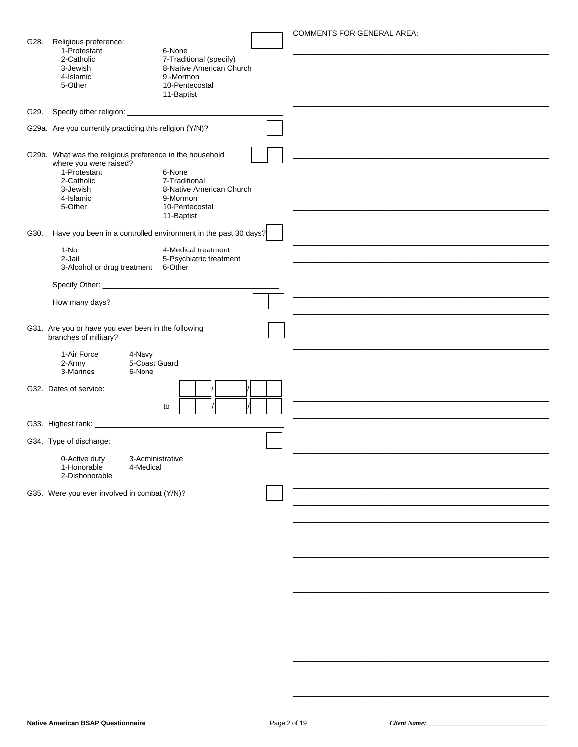G28. Religious preference: [ ][ ]

- 1-Protestant
- 2-Catholic
- 3-Jewish
- 4-Islamic
- 5-Other
- 6-None
- 7-Traditional (specify)
- 8-Native American Church
- 9.-Mormon
- 10-Pentecostal
- 11-Baptist

G29. Specify other religion: ______________________________

G29a. Are you currently practicing this religion (Y/N)? [ ]

G29b. What was the religious preference in the household where you were raised? [ ][ ]

- 1-Protestant
- 2-Catholic
- 3-Jewish
- 4-Islamic
- 5-Other
- 6-None
- 7-Traditional
- 8-Native American Church
- 9-Mormon
- 10-Pentecostal
- 11-Baptist

G30. Have you been in a controlled environment in the past 30 days? [ ]

- 1-No
- 2-Jail
- 3-Alcohol or drug treatment
- 4-Medical treatment
- 5-Psychiatric treatment
- 6-Other

Specify Other: ______________________________

How many days? [ ][ ]

G31. Are you or have you ever been in the following branches of military? [ ]

- 1-Air Force
- 2-Army
- 3-Marines
- 4-Navy
- 5-Coast Guard
- 6-None

G32. Dates of service: [ ][ ]/[ ][ ]/[ ][ ] to [ ][ ]/[ ][ ]/[ ][ ]

G33. Highest rank: ______________________________

G34. Type of discharge: [ ]

- 0-Active duty
- 1-Honorable
- 2-Dishonorable
- 3-Administrative
- 4-Medical

G35. Were you ever involved in combat (Y/N)? [ ]

COMMENTS FOR GENERAL AREA: ______________________________

Client Name: ______________________________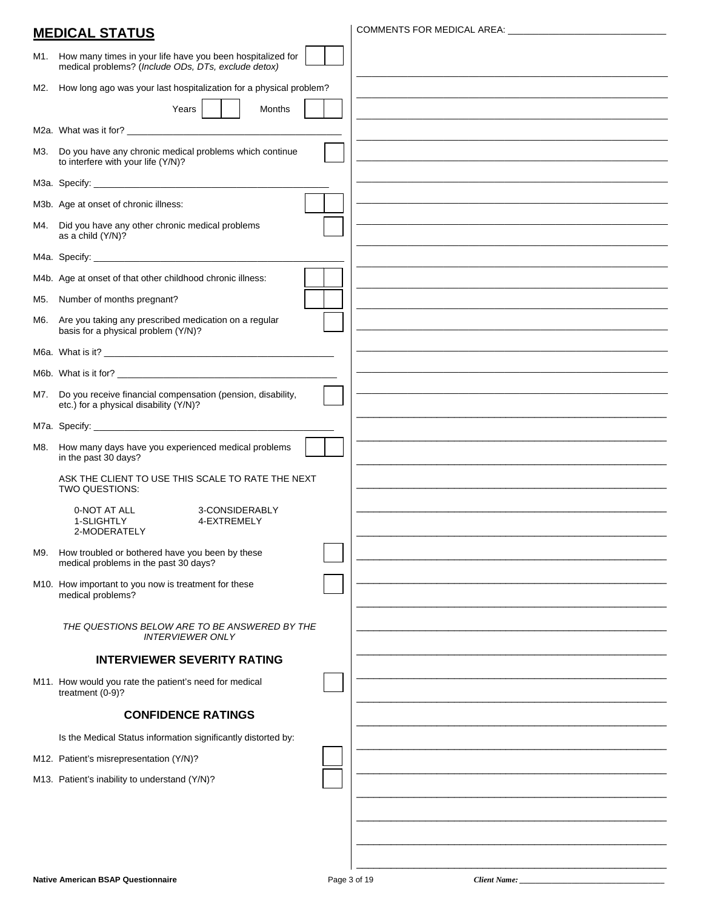## MEDICAL STATUS

COMMENTS FOR MEDICAL AREA: ______________________________

M1. How many times in your life have you been hospitalized for medical problems? (*Include ODs, DTs, exclude detox)* [ | ]

M2. How long ago was your last hospitalization for a physical problem?

Years [ | ] Months [ | ]

M2a. What was it for? ______________________________

M3. Do you have any chronic medical problems which continue to interfere with your life (Y/N)? [ ]

M3a. Specify: ______________________________

M3b. Age at onset of chronic illness: [ | ]

M4. Did you have any other chronic medical problems as a child (Y/N)? [ ]

M4a. Specify: ______________________________

M4b. Age at onset of that other childhood chronic illness: [ | ]

M5. Number of months pregnant? [ | ]

M6. Are you taking any prescribed medication on a regular basis for a physical problem (Y/N)? [ ]

M6a. What is it? ______________________________

M6b. What is it for? ______________________________

M7. Do you receive financial compensation (pension, disability, etc.) for a physical disability (Y/N)? [ ]

M7a. Specify: ______________________________

M8. How many days have you experienced medical problems in the past 30 days? [ | ]

ASK THE CLIENT TO USE THIS SCALE TO RATE THE NEXT TWO QUESTIONS:

0-NOT AT ALL
1-SLIGHTLY
2-MODERATELY
3-CONSIDERABLY
4-EXTREMELY

M9. How troubled or bothered have you been by these medical problems in the past 30 days? [ ]

M10. How important to you now is treatment for these medical problems? [ ]

*THE QUESTIONS BELOW ARE TO BE ANSWERED BY THE INTERVIEWER ONLY*

### INTERVIEWER SEVERITY RATING

M11. How would you rate the patient's need for medical treatment (0-9)? [ ]

### CONFIDENCE RATINGS

Is the Medical Status information significantly distorted by:

M12. Patient's misrepresentation (Y/N)? [ ]

M13. Patient's inability to understand (Y/N)? [ ]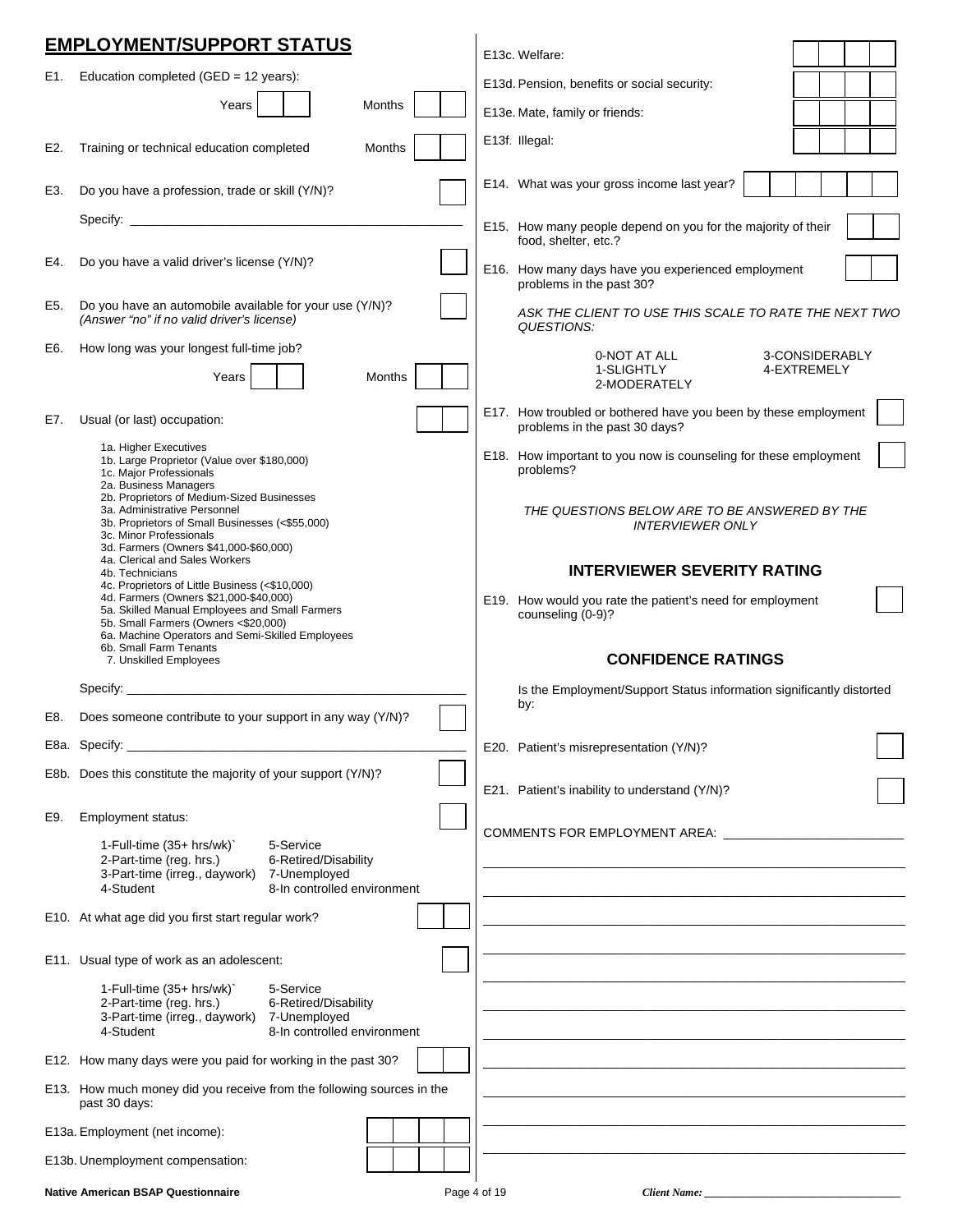## EMPLOYMENT/SUPPORT STATUS

E1. Education completed (GED = 12 years):

Years [ | ] Months [ | ]

E2. Training or technical education completed Months [ | ]

E3. Do you have a profession, trade or skill (Y/N)? [ ]

Specify: ______________________________________________

E4. Do you have a valid driver's license (Y/N)? [ ]

E5. Do you have an automobile available for your use (Y/N)? [ ]
*(Answer "no" if no valid driver's license)*

E6. How long was your longest full-time job?

Years [ | ] Months [ | ]

E7. Usual (or last) occupation: [ | ]

- 1a. Higher Executives
- 1b. Large Proprietor (Value over $180,000)
- 1c. Major Professionals
- 2a. Business Managers
- 2b. Proprietors of Medium-Sized Businesses
- 3a. Administrative Personnel
- 3b. Proprietors of Small Businesses (<$55,000)
- 3c. Minor Professionals
- 3d. Farmers (Owners $41,000-$60,000)
- 4a. Clerical and Sales Workers
- 4b. Technicians
- 4c. Proprietors of Little Business (<$10,000)
- 4d. Farmers (Owners $21,000-$40,000)
- 5a. Skilled Manual Employees and Small Farmers
- 5b. Small Farmers (Owners <$20,000)
- 6a. Machine Operators and Semi-Skilled Employees
- 6b. Small Farm Tenants
- 7. Unskilled Employees

Specify: ______________________________________________

E8. Does someone contribute to your support in any way (Y/N)? [ ]

E8a. Specify: ______________________________________________

E8b. Does this constitute the majority of your support (Y/N)? [ ]

E9. Employment status: [ ]

| | |
|---|---|
| 1-Full-time (35+ hrs/wk)` | 5-Service |
| 2-Part-time (reg. hrs.) | 6-Retired/Disability |
| 3-Part-time (irreg., daywork) | 7-Unemployed |
| 4-Student | 8-In controlled environment |

E10. At what age did you first start regular work? [ | ]

E11. Usual type of work as an adolescent: [ ]

| | |
|---|---|
| 1-Full-time (35+ hrs/wk)` | 5-Service |
| 2-Part-time (reg. hrs.) | 6-Retired/Disability |
| 3-Part-time (irreg., daywork) | 7-Unemployed |
| 4-Student | 8-In controlled environment |

E12. How many days were you paid for working in the past 30? [ | ]

E13. How much money did you receive from the following sources in the past 30 days:

E13a. Employment (net income): [ | | | ]

E13b. Unemployment compensation: [ | | | ]

E13c. Welfare: [ | | | ]

E13d. Pension, benefits or social security: [ | | | ]

E13e. Mate, family or friends: [ | | | ]

E13f. Illegal: [ | | | ]

E14. What was your gross income last year? [ | | | | | ]

E15. How many people depend on you for the majority of their food, shelter, etc.? [ | ]

E16. How many days have you experienced employment problems in the past 30? [ | ]

*ASK THE CLIENT TO USE THIS SCALE TO RATE THE NEXT TWO QUESTIONS:*

| | |
|---|---|
| 0-NOT AT ALL | 3-CONSIDERABLY |
| 1-SLIGHTLY | 4-EXTREMELY |
| 2-MODERATELY | |

E17. How troubled or bothered have you been by these employment problems in the past 30 days? [ ]

E18. How important to you now is counseling for these employment problems? [ ]

*THE QUESTIONS BELOW ARE TO BE ANSWERED BY THE INTERVIEWER ONLY*

### INTERVIEWER SEVERITY RATING

E19. How would you rate the patient's need for employment counseling (0-9)? [ ]

### CONFIDENCE RATINGS

Is the Employment/Support Status information significantly distorted by:

E20. Patient's misrepresentation (Y/N)? [ ]

E21. Patient's inability to understand (Y/N)? [ ]

COMMENTS FOR EMPLOYMENT AREA: ______________________________________________

______________________________________________

______________________________________________

______________________________________________

______________________________________________

______________________________________________

______________________________________________

______________________________________________

______________________________________________

______________________________________________

______________________________________________

______________________________________________

Client Name: ______________________________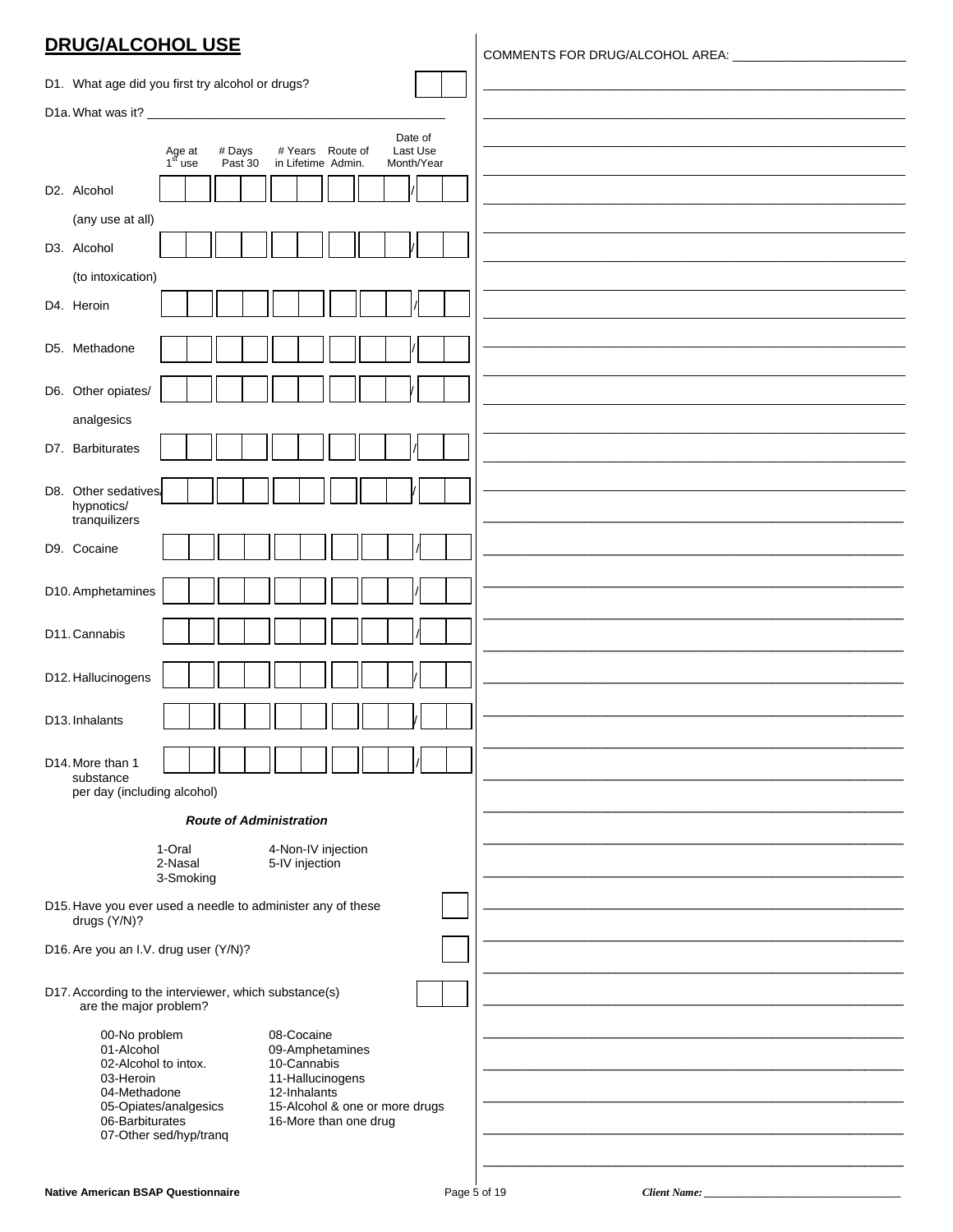## DRUG/ALCOHOL USE

D1. What age did you first try alcohol or drugs? [ | ]

D1a. What was it? ____________________________________________

| | Age at $1^{st}$ use | # Days Past 30 | # Years in Lifetime | Route of Admin. | Date of Last Use Month/Year |
|---|---|---|---|---|---|
| D2. Alcohol (any use at all) | | | | | / |
| D3. Alcohol (to intoxication) | | | | | / |
| D4. Heroin | | | | | / |
| D5. Methadone | | | | | / |
| D6. Other opiates/ analgesics | | | | | / |
| D7. Barbiturates | | | | | / |
| D8. Other sedatives/ hypnotics/ tranquilizers | | | | | / |
| D9. Cocaine | | | | | / |
| D10. Amphetamines | | | | | / |
| D11. Cannabis | | | | | / |
| D12. Hallucinogens | | | | | / |
| D13. Inhalants | | | | | / |
| D14. More than 1 substance per day (including alcohol) | | | | | / |

***Route of Administration***

- 1-Oral
- 2-Nasal
- 3-Smoking
- 4-Non-IV injection
- 5-IV injection

D15. Have you ever used a needle to administer any of these drugs (Y/N)? [ ]

D16. Are you an I.V. drug user (Y/N)? [ ]

D17. According to the interviewer, which substance(s) are the major problem? [ | ]

- 00-No problem
- 01-Alcohol
- 02-Alcohol to intox.
- 03-Heroin
- 04-Methadone
- 05-Opiates/analgesics
- 06-Barbiturates
- 07-Other sed/hyp/tranq
- 08-Cocaine
- 09-Amphetamines
- 10-Cannabis
- 11-Hallucinogens
- 12-Inhalants
- 15-Alcohol & one or more drugs
- 16-More than one drug

COMMENTS FOR DRUG/ALCOHOL AREA: ____________________________________________

Native American BSAP Questionnaire

*Client Name:* ______________________________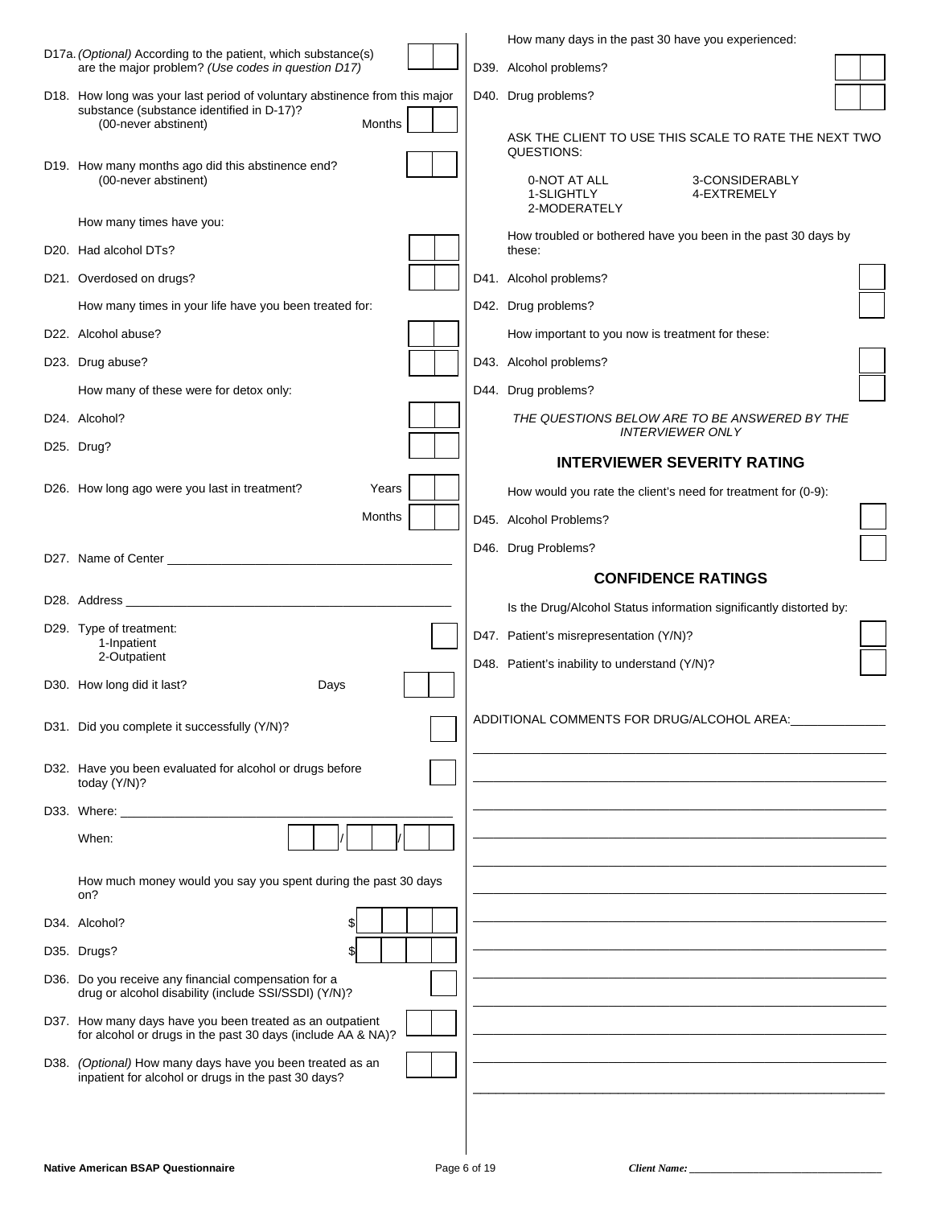D17a. *(Optional)* According to the patient, which substance(s) are the major problem? *(Use codes in question D17)*

D18. How long was your last period of voluntary abstinence from this major substance (substance identified in D-17)?
(00-never abstinent) Months

D19. How many months ago did this abstinence end?
(00-never abstinent)

How many times have you:

D20. Had alcohol DTs?

D21. Overdosed on drugs?

How many times in your life have you been treated for:

D22. Alcohol abuse?

D23. Drug abuse?

How many of these were for detox only:

D24. Alcohol?

D25. Drug?

D26. How long ago were you last in treatment? Years

Months

D27. Name of Center ____________________

D28. Address ____________________

D29. Type of treatment:
1-Inpatient
2-Outpatient

D30. How long did it last? Days

D31. Did you complete it successfully (Y/N)?

D32. Have you been evaluated for alcohol or drugs before today (Y/N)?

D33. Where: ____________________

When: __ __ / __ __ / __ __

How much money would you say you spent during the past 30 days on?

D34. Alcohol? $

D35. Drugs? $

D36. Do you receive any financial compensation for a drug or alcohol disability (include SSI/SSDI) (Y/N)?

D37. How many days have you been treated as an outpatient for alcohol or drugs in the past 30 days (include AA & NA)?

D38. *(Optional)* How many days have you been treated as an inpatient for alcohol or drugs in the past 30 days?

How many days in the past 30 have you experienced:

D39. Alcohol problems?

D40. Drug problems?

ASK THE CLIENT TO USE THIS SCALE TO RATE THE NEXT TWO QUESTIONS:

0-NOT AT ALL
1-SLIGHTLY
2-MODERATELY
3-CONSIDERABLY
4-EXTREMELY

How troubled or bothered have you been in the past 30 days by these:

D41. Alcohol problems?

D42. Drug problems?

How important to you now is treatment for these:

D43. Alcohol problems?

D44. Drug problems?

*THE QUESTIONS BELOW ARE TO BE ANSWERED BY THE INTERVIEWER ONLY*

## INTERVIEWER SEVERITY RATING

How would you rate the client's need for treatment for (0-9):

D45. Alcohol Problems?

D46. Drug Problems?

## CONFIDENCE RATINGS

Is the Drug/Alcohol Status information significantly distorted by:

D47. Patient's misrepresentation (Y/N)?

D48. Patient's inability to understand (Y/N)?

ADDITIONAL COMMENTS FOR DRUG/ALCOHOL AREA: ____________________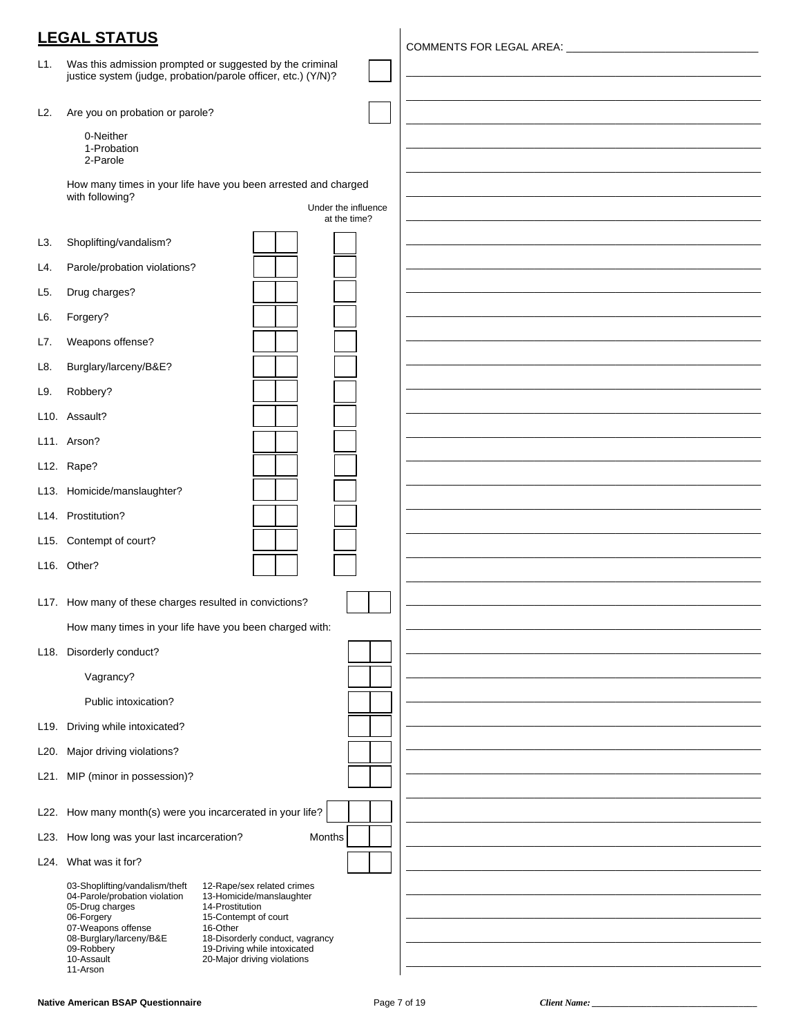## LEGAL STATUS

L1. Was this admission prompted or suggested by the criminal justice system (judge, probation/parole officer, etc.) (Y/N)? ☐

L2. Are you on probation or parole? ☐

- 0-Neither
- 1-Probation
- 2-Parole

How many times in your life have you been arrested and charged with following?

| | | | Under the influence at the time? |
|---|---|---|---|
| L3. | Shoplifting/vandalism? | ☐☐ | ☐ |
| L4. | Parole/probation violations? | ☐☐ | ☐ |
| L5. | Drug charges? | ☐☐ | ☐ |
| L6. | Forgery? | ☐☐ | ☐ |
| L7. | Weapons offense? | ☐☐ | ☐ |
| L8. | Burglary/larceny/B&E? | ☐☐ | ☐ |
| L9. | Robbery? | ☐☐ | ☐ |
| L10. | Assault? | ☐☐ | ☐ |
| L11. | Arson? | ☐☐ | ☐ |
| L12. | Rape? | ☐☐ | ☐ |
| L13. | Homicide/manslaughter? | ☐☐ | ☐ |
| L14. | Prostitution? | ☐☐ | ☐ |
| L15. | Contempt of court? | ☐☐ | ☐ |
| L16. | Other? | ☐☐ | ☐ |

L17. How many of these charges resulted in convictions? ☐☐

How many times in your life have you been charged with:

L18. Disorderly conduct? ☐☐

Vagrancy? ☐☐

Public intoxication? ☐☐

L19. Driving while intoxicated? ☐☐

L20. Major driving violations? ☐☐

L21. MIP (minor in possession)? ☐☐

L22. How many month(s) were you incarcerated in your life? ☐☐☐

L23. How long was your last incarceration? Months ☐☐

L24. What was it for? ☐☐

- 03-Shoplifting/vandalism/theft
- 04-Parole/probation violation
- 05-Drug charges
- 06-Forgery
- 07-Weapons offense
- 08-Burglary/larceny/B&E
- 09-Robbery
- 10-Assault
- 11-Arson
- 12-Rape/sex related crimes
- 13-Homicide/manslaughter
- 14-Prostitution
- 15-Contempt of court
- 16-Other
- 18-Disorderly conduct, vagrancy
- 19-Driving while intoxicated
- 20-Major driving violations

COMMENTS FOR LEGAL AREA: ________________________________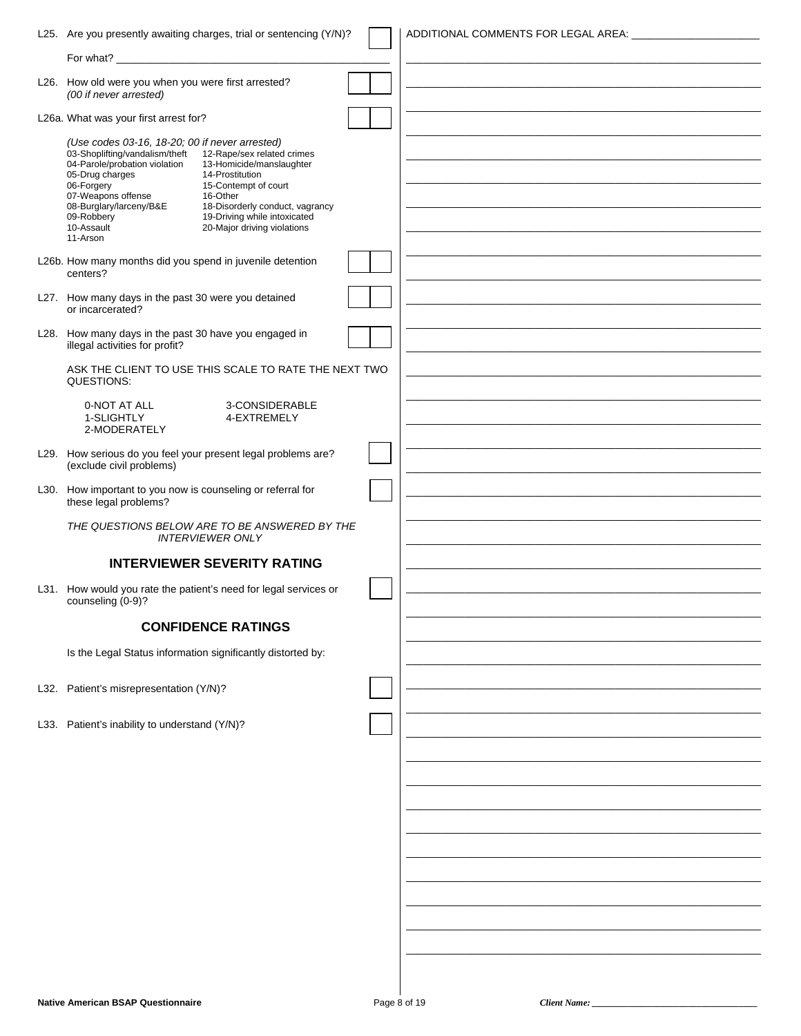L25. Are you presently awaiting charges, trial or sentencing (Y/N)? ☐

For what? ______________________________

L26. How old were you when you were first arrested? ☐☐
*(00 if never arrested)*

L26a. What was your first arrest for? ☐☐

*(Use codes 03-16, 18-20; 00 if never arrested)*

- 03-Shoplifting/vandalism/theft
- 04-Parole/probation violation
- 05-Drug charges
- 06-Forgery
- 07-Weapons offense
- 08-Burglary/larceny/B&E
- 09-Robbery
- 10-Assault
- 11-Arson
- 12-Rape/sex related crimes
- 13-Homicide/manslaughter
- 14-Prostitution
- 15-Contempt of court
- 16-Other
- 18-Disorderly conduct, vagrancy
- 19-Driving while intoxicated
- 20-Major driving violations

L26b. How many months did you spend in juvenile detention centers? ☐☐

L27. How many days in the past 30 were you detained or incarcerated? ☐☐

L28. How many days in the past 30 have you engaged in illegal activities for profit? ☐☐

ASK THE CLIENT TO USE THIS SCALE TO RATE THE NEXT TWO QUESTIONS:

- 0-NOT AT ALL
- 1-SLIGHTLY
- 2-MODERATELY
- 3-CONSIDERABLE
- 4-EXTREMELY

L29. How serious do you feel your present legal problems are? (exclude civil problems) ☐

L30. How important to you now is counseling or referral for these legal problems? ☐

*THE QUESTIONS BELOW ARE TO BE ANSWERED BY THE INTERVIEWER ONLY*

## INTERVIEWER SEVERITY RATING

L31. How would you rate the patient's need for legal services or counseling (0-9)? ☐

## CONFIDENCE RATINGS

Is the Legal Status information significantly distorted by:

L32. Patient's misrepresentation (Y/N)? ☐

L33. Patient's inability to understand (Y/N)? ☐

ADDITIONAL COMMENTS FOR LEGAL AREA: ______________________________

Native American BSAP Questionnaire

*Client Name:* ______________________________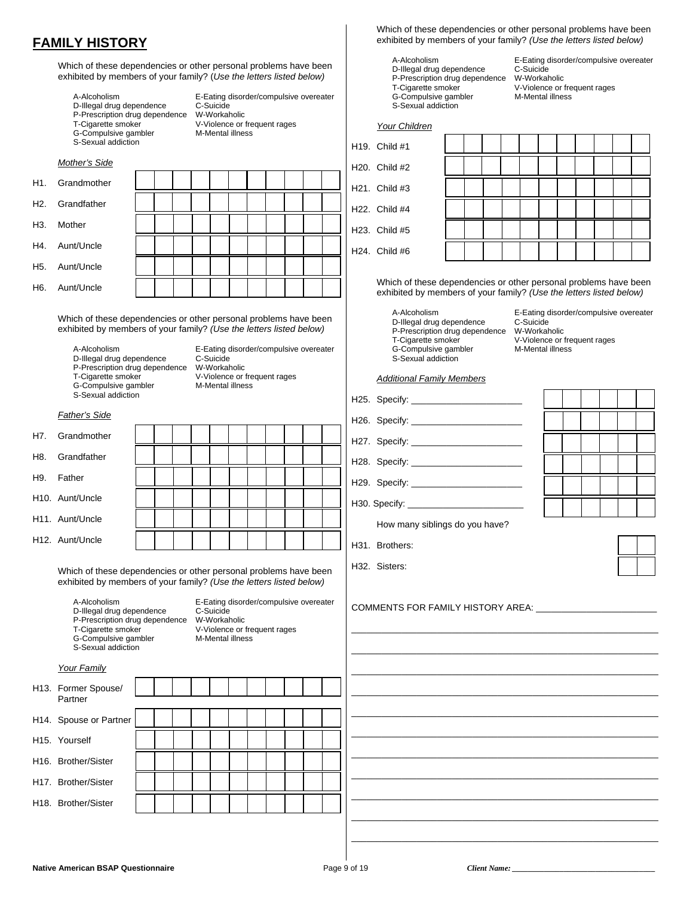# FAMILY HISTORY

Which of these dependencies or other personal problems have been exhibited by members of your family? (*Use the letters listed below)*

- A-Alcoholism
- D-Illegal drug dependence
- P-Prescription drug dependence
- T-Cigarette smoker
- G-Compulsive gambler
- S-Sexual addiction
- E-Eating disorder/compulsive overeater
- C-Suicide
- W-Workaholic
- V-Violence or frequent rages
- M-Mental illness

*Mother's Side*

| | | | | | | | | | | | |
|---|---|---|---|---|---|---|---|---|---|---|---|
| H1. Grandmother | | | | | | | | | | | |
| H2. Grandfather | | | | | | | | | | | |
| H3. Mother | | | | | | | | | | | |
| H4. Aunt/Uncle | | | | | | | | | | | |
| H5. Aunt/Uncle | | | | | | | | | | | |
| H6. Aunt/Uncle | | | | | | | | | | | |

Which of these dependencies or other personal problems have been exhibited by members of your family? *(Use the letters listed below)*

- A-Alcoholism
- D-Illegal drug dependence
- P-Prescription drug dependence
- T-Cigarette smoker
- G-Compulsive gambler
- S-Sexual addiction
- E-Eating disorder/compulsive overeater
- C-Suicide
- W-Workaholic
- V-Violence or frequent rages
- M-Mental illness

*Father's Side*

| | | | | | | | | | | | |
|---|---|---|---|---|---|---|---|---|---|---|---|
| H7. Grandmother | | | | | | | | | | | |
| H8. Grandfather | | | | | | | | | | | |
| H9. Father | | | | | | | | | | | |
| H10. Aunt/Uncle | | | | | | | | | | | |
| H11. Aunt/Uncle | | | | | | | | | | | |
| H12. Aunt/Uncle | | | | | | | | | | | |

Which of these dependencies or other personal problems have been exhibited by members of your family? *(Use the letters listed below)*

- A-Alcoholism
- D-Illegal drug dependence
- P-Prescription drug dependence
- T-Cigarette smoker
- G-Compulsive gambler
- S-Sexual addiction
- E-Eating disorder/compulsive overeater
- C-Suicide
- W-Workaholic
- V-Violence or frequent rages
- M-Mental illness

*Your Family*

| | | | | | | | | | | | |
|---|---|---|---|---|---|---|---|---|---|---|---|
| H13. Former Spouse/ Partner | | | | | | | | | | | |
| H14. Spouse or Partner | | | | | | | | | | | |
| H15. Yourself | | | | | | | | | | | |
| H16. Brother/Sister | | | | | | | | | | | |
| H17. Brother/Sister | | | | | | | | | | | |
| H18. Brother/Sister | | | | | | | | | | | |

Which of these dependencies or other personal problems have been exhibited by members of your family? *(Use the letters listed below)*

- A-Alcoholism
- D-Illegal drug dependence
- P-Prescription drug dependence
- T-Cigarette smoker
- G-Compulsive gambler
- S-Sexual addiction
- E-Eating disorder/compulsive overeater
- C-Suicide
- W-Workaholic
- V-Violence or frequent rages
- M-Mental illness

*Your Children*

| | | | | | | | | | | | |
|---|---|---|---|---|---|---|---|---|---|---|---|
| H19. Child #1 | | | | | | | | | | | |
| H20. Child #2 | | | | | | | | | | | |
| H21. Child #3 | | | | | | | | | | | |
| H22. Child #4 | | | | | | | | | | | |
| H23. Child #5 | | | | | | | | | | | |
| H24. Child #6 | | | | | | | | | | | |

Which of these dependencies or other personal problems have been exhibited by members of your family? *(Use the letters listed below)*

- A-Alcoholism
- D-Illegal drug dependence
- P-Prescription drug dependence
- T-Cigarette smoker
- G-Compulsive gambler
- S-Sexual addiction
- E-Eating disorder/compulsive overeater
- C-Suicide
- W-Workaholic
- V-Violence or frequent rages
- M-Mental illness

*Additional Family Members*

| | | | | | | |
|---|---|---|---|---|---|---|
| H25. Specify: ____________________ | | | | | | |
| H26. Specify: ____________________ | | | | | | |
| H27. Specify: ____________________ | | | | | | |
| H28. Specify: ____________________ | | | | | | |
| H29. Specify: ____________________ | | | | | | |
| H30. Specify: ____________________ | | | | | | |

How many siblings do you have?

| | | |
|---|---|---|
| H31. Brothers: | | |
| H32. Sisters: | | |

COMMENTS FOR FAMILY HISTORY AREA: ____________________

____________________________________________________________

____________________________________________________________

____________________________________________________________

____________________________________________________________

____________________________________________________________

____________________________________________________________

____________________________________________________________

____________________________________________________________

____________________________________________________________

____________________________________________________________

____________________________________________________________

*Client Name:* ____________________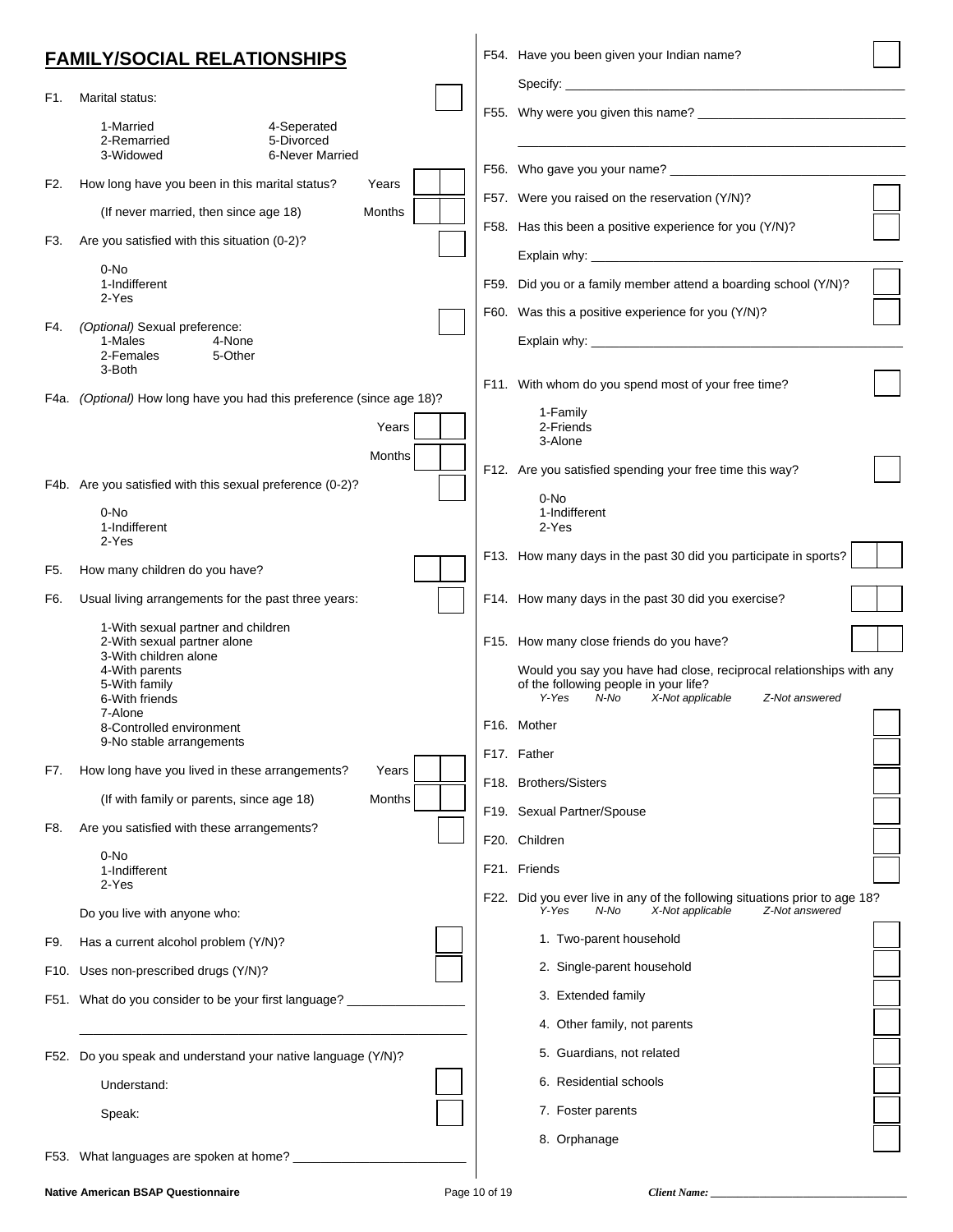## FAMILY/SOCIAL RELATIONSHIPS

F1. Marital status: ☐

1-Married
2-Remarried
3-Widowed
4-Seperated
5-Divorced
6-Never Married

F2. How long have you been in this marital status? Years ☐☐

(If never married, then since age 18) Months ☐☐

F3. Are you satisfied with this situation (0-2)? ☐

0-No
1-Indifferent
2-Yes

F4. *(Optional)* Sexual preference: ☐

1-Males
2-Females
3-Both
4-None
5-Other

F4a. *(Optional)* How long have you had this preference (since age 18)?

Years ☐☐

Months ☐☐

F4b. Are you satisfied with this sexual preference (0-2)? ☐

0-No
1-Indifferent
2-Yes

F5. How many children do you have? ☐☐

F6. Usual living arrangements for the past three years: ☐

1-With sexual partner and children
2-With sexual partner alone
3-With children alone
4-With parents
5-With family
6-With friends
7-Alone
8-Controlled environment
9-No stable arrangements

F7. How long have you lived in these arrangements? Years ☐☐

(If with family or parents, since age 18) Months ☐☐

F8. Are you satisfied with these arrangements? ☐

0-No
1-Indifferent
2-Yes

Do you live with anyone who:

F9. Has a current alcohol problem (Y/N)? ☐

F10. Uses non-prescribed drugs (Y/N)? ☐

F51. What do you consider to be your first language? ________________

________________________________________________

F52. Do you speak and understand your native language (Y/N)?

Understand: ☐

Speak: ☐

F53. What languages are spoken at home? ________________

F54. Have you been given your Indian name? ☐

Specify: ________________________________________________

F55. Why were you given this name? ________________________________

________________________________________________

F56. Who gave you your name? ________________________________

F57. Were you raised on the reservation (Y/N)? ☐

F58. Has this been a positive experience for you (Y/N)? ☐

Explain why: ________________________________________________

F59. Did you or a family member attend a boarding school (Y/N)? ☐

F60. Was this a positive experience for you (Y/N)? ☐

Explain why: ________________________________________________

F11. With whom do you spend most of your free time? ☐

1-Family
2-Friends
3-Alone

F12. Are you satisfied spending your free time this way? ☐

0-No
1-Indifferent
2-Yes

F13. How many days in the past 30 did you participate in sports? ☐☐

F14. How many days in the past 30 did you exercise? ☐☐

F15. How many close friends do you have? ☐☐

Would you say you have had close, reciprocal relationships with any of the following people in your life?
*Y-Yes N-No X-Not applicable Z-Not answered*

F16. Mother ☐

F17. Father ☐

F18. Brothers/Sisters ☐

F19. Sexual Partner/Spouse ☐

F20. Children ☐

F21. Friends ☐

F22. Did you ever live in any of the following situations prior to age 18?
*Y-Yes N-No X-Not applicable Z-Not answered*

1. Two-parent household ☐
2. Single-parent household ☐
3. Extended family ☐
4. Other family, not parents ☐
5. Guardians, not related ☐
6. Residential schools ☐
7. Foster parents ☐
8. Orphanage ☐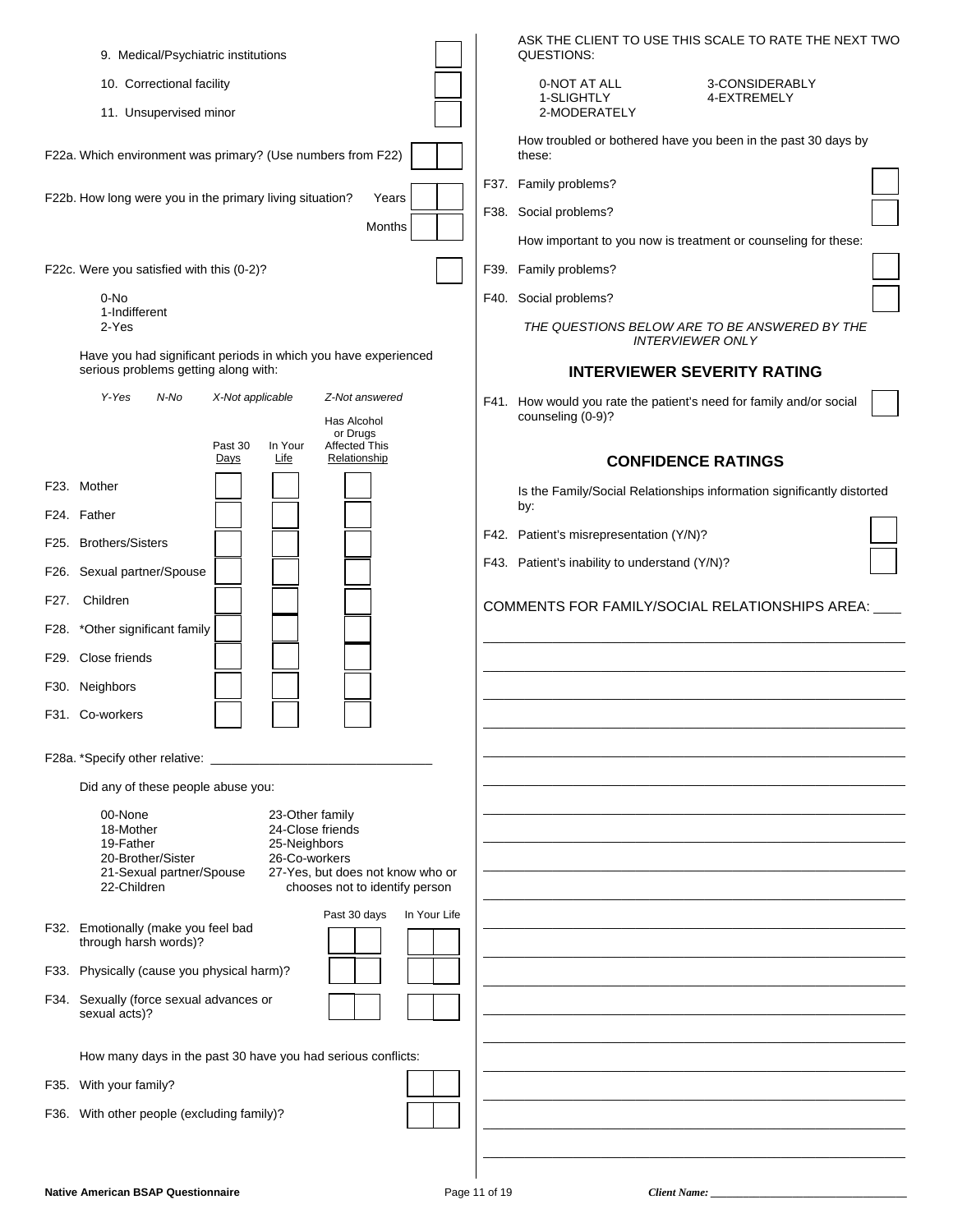9. Medical/Psychiatric institutions

10. Correctional facility

11. Unsupervised minor

F22a. Which environment was primary? (Use numbers from F22)

F22b. How long were you in the primary living situation? Years

Months

F22c. Were you satisfied with this (0-2)?

0-No
1-Indifferent
2-Yes

Have you had significant periods in which you have experienced serious problems getting along with:

*Y-Yes* *N-No* *X-Not applicable* *Z-Not answered*

| | Past 30 Days | In Your Life | Has Alcohol or Drugs Affected This Relationship |
|---|---|---|---|
| F23. Mother | | | |
| F24. Father | | | |
| F25. Brothers/Sisters | | | |
| F26. Sexual partner/Spouse | | | |
| F27. Children | | | |
| F28. *Other significant family | | | |
| F29. Close friends | | | |
| F30. Neighbors | | | |
| F31. Co-workers | | | |

F28a. *Specify other relative: ______________________________

Did any of these people abuse you:

00-None
18-Mother
19-Father
20-Brother/Sister
21-Sexual partner/Spouse
22-Children
23-Other family
24-Close friends
25-Neighbors
26-Co-workers
27-Yes, but does not know who or chooses not to identify person

| | Past 30 days | In Your Life |
|---|---|---|
| F32. Emotionally (make you feel bad through harsh words)? | | |
| F33. Physically (cause you physical harm)? | | |
| F34. Sexually (force sexual advances or sexual acts)? | | |

How many days in the past 30 have you had serious conflicts:

F35. With your family?

F36. With other people (excluding family)?

ASK THE CLIENT TO USE THIS SCALE TO RATE THE NEXT TWO QUESTIONS:

0-NOT AT ALL
1-SLIGHTLY
2-MODERATELY
3-CONSIDERABLY
4-EXTREMELY

How troubled or bothered have you been in the past 30 days by these:

F37. Family problems?

F38. Social problems?

How important to you now is treatment or counseling for these:

F39. Family problems?

F40. Social problems?

*THE QUESTIONS BELOW ARE TO BE ANSWERED BY THE INTERVIEWER ONLY*

## INTERVIEWER SEVERITY RATING

F41. How would you rate the patient's need for family and/or social counseling (0-9)?

## CONFIDENCE RATINGS

Is the Family/Social Relationships information significantly distorted by:

F42. Patient's misrepresentation (Y/N)?

F43. Patient's inability to understand (Y/N)?

COMMENTS FOR FAMILY/SOCIAL RELATIONSHIPS AREA: ___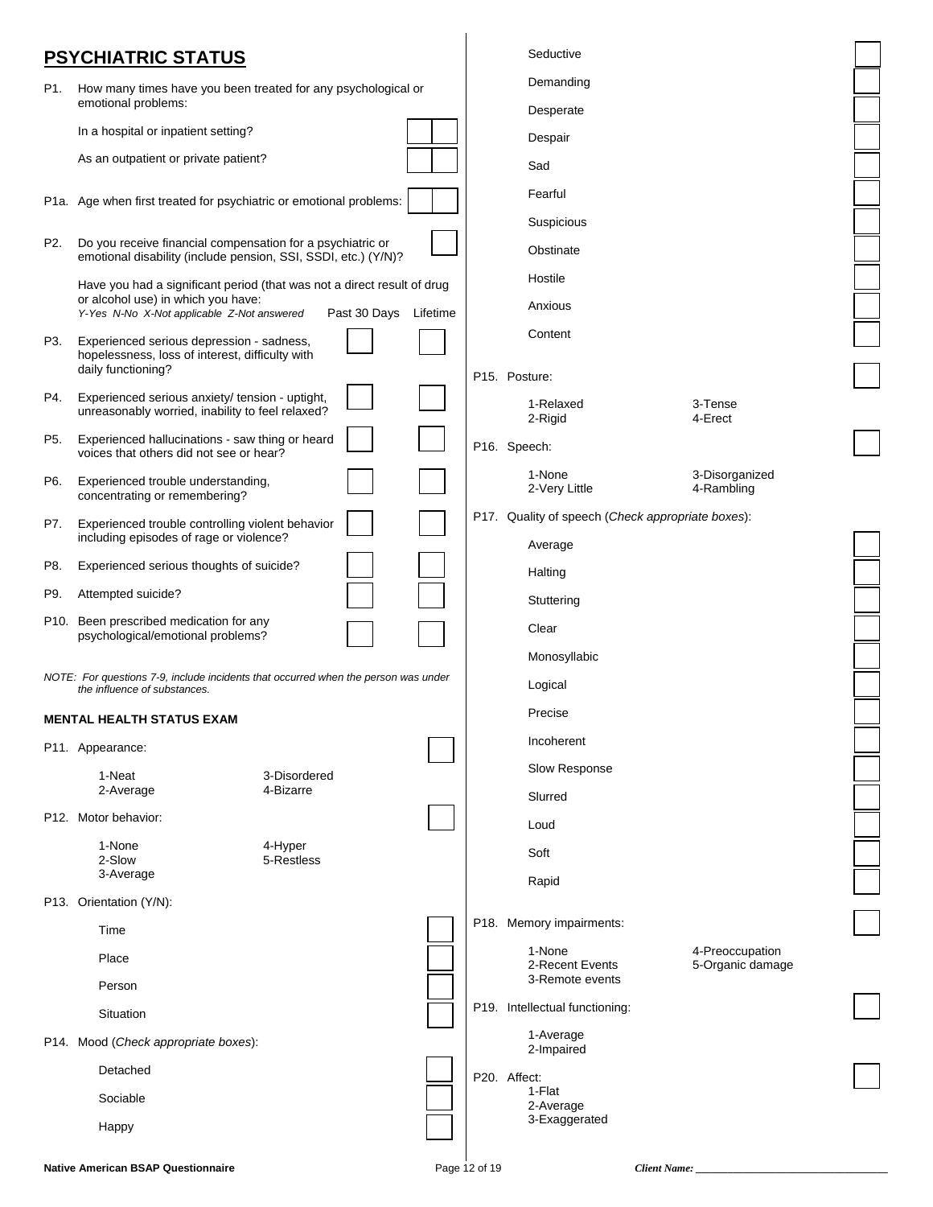## PSYCHIATRIC STATUS

P1. How many times have you been treated for any psychological or emotional problems:

In a hospital or inpatient setting?

As an outpatient or private patient?

P1a. Age when first treated for psychiatric or emotional problems:

P2. Do you receive financial compensation for a psychiatric or emotional disability (include pension, SSI, SSDI, etc.) (Y/N)?

Have you had a significant period (that was not a direct result of drug or alcohol use) in which you have:
*Y-Yes N-No X-Not applicable Z-Not answered*

| | | Past 30 Days | Lifetime |
|---|---|---|---|
| P3. | Experienced serious depression - sadness, hopelessness, loss of interest, difficulty with daily functioning? | | |
| P4. | Experienced serious anxiety/ tension - uptight, unreasonably worried, inability to feel relaxed? | | |
| P5. | Experienced hallucinations - saw thing or heard voices that others did not see or hear? | | |
| P6. | Experienced trouble understanding, concentrating or remembering? | | |
| P7. | Experienced trouble controlling violent behavior including episodes of rage or violence? | | |
| P8. | Experienced serious thoughts of suicide? | | |
| P9. | Attempted suicide? | | |
| P10. | Been prescribed medication for any psychological/emotional problems? | | |

*NOTE: For questions 7-9, include incidents that occurred when the person was under the influence of substances.*

### MENTAL HEALTH STATUS EXAM

P11. Appearance:

1-Neat
2-Average
3-Disordered
4-Bizarre

P12. Motor behavior:

1-None
2-Slow
3-Average
4-Hyper
5-Restless

P13. Orientation (Y/N):

Time

Place

Person

Situation

P14. Mood (*Check appropriate boxes*):

Detached

Sociable

Happy

Seductive

Demanding

Desperate

Despair

Sad

Fearful

Suspicious

Obstinate

Hostile

Anxious

Content

P15. Posture:

1-Relaxed
2-Rigid
3-Tense
4-Erect

P16. Speech:

1-None
2-Very Little
3-Disorganized
4-Rambling

P17. Quality of speech (*Check appropriate boxes*):

Average

Halting

Stuttering

Clear

Monosyllabic

Logical

Precise

Incoherent

Slow Response

Slurred

Loud

Soft

Rapid

P18. Memory impairments:

1-None
2-Recent Events
3-Remote events
4-Preoccupation
5-Organic damage

P19. Intellectual functioning:

1-Average
2-Impaired

P20. Affect:

1-Flat
2-Average
3-Exaggerated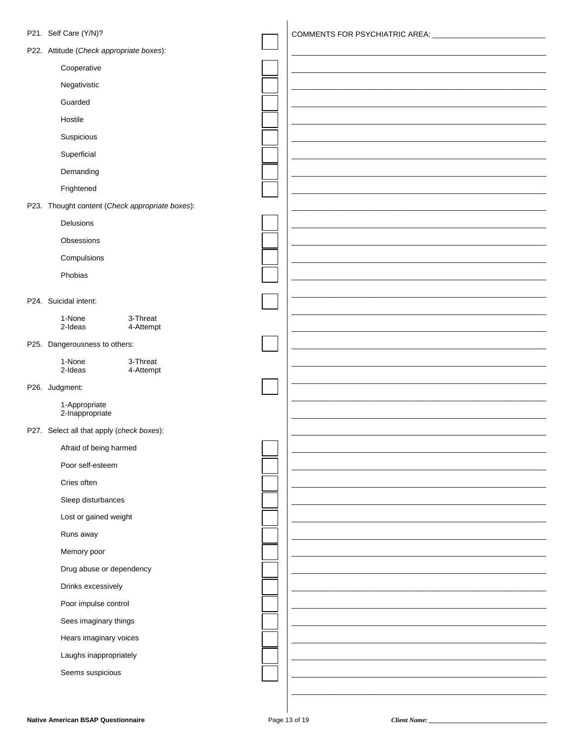P21. Self Care (Y/N)? ☐

P22. Attitude (*Check appropriate boxes*):

- Cooperative ☐
- Negativistic ☐
- Guarded ☐
- Hostile ☐
- Suspicious ☐
- Superficial ☐
- Demanding ☐
- Frightened ☐

P23. Thought content (*Check appropriate boxes*):

- Delusions ☐
- Obsessions ☐
- Compulsions ☐
- Phobias ☐

P24. Suicidal intent: ☐

1-None
2-Ideas
3-Threat
4-Attempt

P25. Dangerousness to others: ☐

1-None
2-Ideas
3-Threat
4-Attempt

P26. Judgment: ☐

1-Appropriate
2-Inappropriate

P27. Select all that apply (*check boxes*):

- Afraid of being harmed ☐
- Poor self-esteem ☐
- Cries often ☐
- Sleep disturbances ☐
- Lost or gained weight ☐
- Runs away ☐
- Memory poor ☐
- Drug abuse or dependency ☐
- Drinks excessively ☐
- Poor impulse control ☐
- Sees imaginary things ☐
- Hears imaginary voices ☐
- Laughs inappropriately ☐
- Seems suspicious ☐

COMMENTS FOR PSYCHIATRIC AREA: ____________________________

Client Name: ____________________________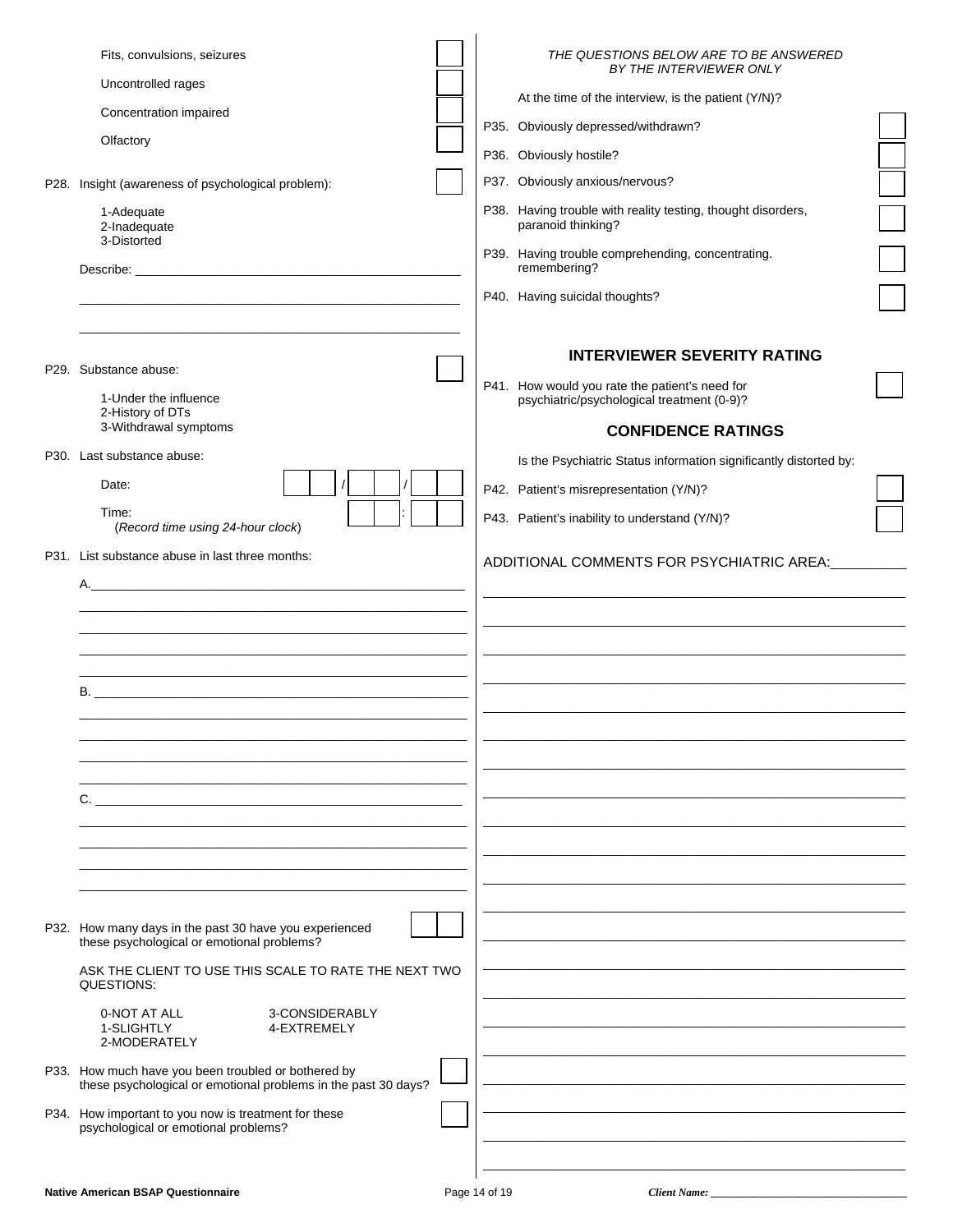Fits, convulsions, seizures ☐

Uncontrolled rages ☐

Concentration impaired ☐

Olfactory ☐

P28. Insight (awareness of psychological problem): ☐

1-Adequate
2-Inadequate
3-Distorted

Describe: ______________________________________________

______________________________________________

______________________________________________

P29. Substance abuse: ☐

1-Under the influence
2-History of DTs
3-Withdrawal symptoms

P30. Last substance abuse:

Date: ☐☐ / ☐☐ / ☐☐

Time: ☐☐ : ☐☐
(*Record time using 24-hour clock*)

P31. List substance abuse in last three months:

A.______________________________________________

______________________________________________

______________________________________________

______________________________________________

______________________________________________

B. ______________________________________________

______________________________________________

______________________________________________

______________________________________________

______________________________________________

C. ______________________________________________

______________________________________________

______________________________________________

______________________________________________

______________________________________________

P32. How many days in the past 30 have you experienced these psychological or emotional problems? ☐☐

ASK THE CLIENT TO USE THIS SCALE TO RATE THE NEXT TWO QUESTIONS:

0-NOT AT ALL
1-SLIGHTLY
2-MODERATELY
3-CONSIDERABLY
4-EXTREMELY

P33. How much have you been troubled or bothered by these psychological or emotional problems in the past 30 days? ☐

P34. How important to you now is treatment for these psychological or emotional problems? ☐

*THE QUESTIONS BELOW ARE TO BE ANSWERED BY THE INTERVIEWER ONLY*

At the time of the interview, is the patient (Y/N)?

P35. Obviously depressed/withdrawn? ☐

P36. Obviously hostile? ☐

P37. Obviously anxious/nervous? ☐

P38. Having trouble with reality testing, thought disorders, paranoid thinking? ☐

P39. Having trouble comprehending, concentrating. remembering? ☐

P40. Having suicidal thoughts? ☐

## INTERVIEWER SEVERITY RATING

P41. How would you rate the patient's need for psychiatric/psychological treatment (0-9)? ☐

## CONFIDENCE RATINGS

Is the Psychiatric Status information significantly distorted by:

P42. Patient's misrepresentation (Y/N)? ☐

P43. Patient's inability to understand (Y/N)? ☐

ADDITIONAL COMMENTS FOR PSYCHIATRIC AREA:__________

______________________________________________

______________________________________________

______________________________________________

______________________________________________

______________________________________________

______________________________________________

______________________________________________

______________________________________________

______________________________________________

______________________________________________

______________________________________________

______________________________________________

______________________________________________

______________________________________________

______________________________________________

______________________________________________

______________________________________________

______________________________________________

______________________________________________

______________________________________________

Native American BSAP Questionnaire

*Client Name:* ______________________________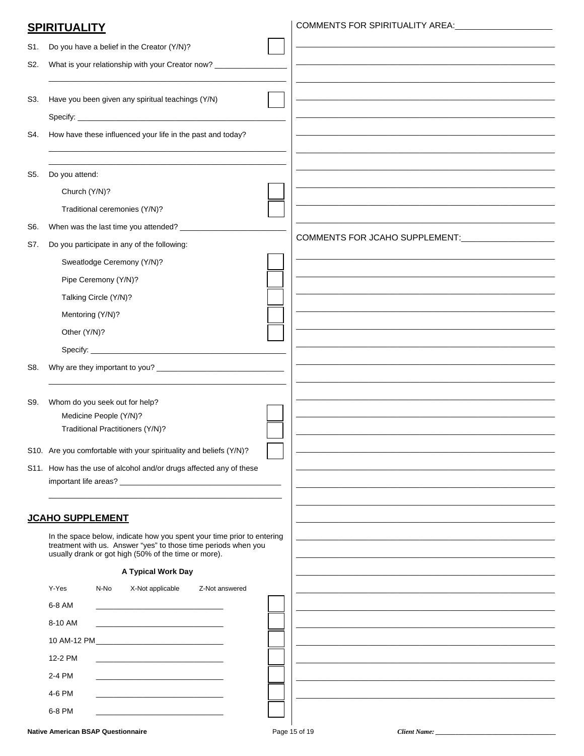## SPIRITUALITY

S1. Do you have a belief in the Creator (Y/N)? ☐

S2. What is your relationship with your Creator now? ________________

________________________________________________

S3. Have you been given any spiritual teachings (Y/N) ☐

Specify: ________________________________________

S4. How have these influenced your life in the past and today?

________________________________________________

________________________________________________

S5. Do you attend:

- Church (Y/N)? ☐
- Traditional ceremonies (Y/N)? ☐

S6. When was the last time you attended? ________________

S7. Do you participate in any of the following:

- Sweatlodge Ceremony (Y/N)? ☐
- Pipe Ceremony (Y/N)? ☐
- Talking Circle (Y/N)? ☐
- Mentoring (Y/N)? ☐
- Other (Y/N)? ☐
- Specify: ________________________________________

S8. Why are they important to you? ________________________

________________________________________________

S9. Whom do you seek out for help?

- Medicine People (Y/N)? ☐
- Traditional Practitioners (Y/N)? ☐

S10. Are you comfortable with your spirituality and beliefs (Y/N)? ☐

S11. How has the use of alcohol and/or drugs affected any of these important life areas? ________________________________

________________________________________________

## JCAHO SUPPLEMENT

In the space below, indicate how you spent your time prior to entering treatment with us. Answer "yes" to those time periods when you usually drank or got high (50% of the time or more).

**A Typical Work Day**

Y-Yes N-No X-Not applicable Z-Not answered

| Time | | |
|---|---|---|
| 6-8 AM | ________________ | ☐ |
| 8-10 AM | ________________ | ☐ |
| 10 AM-12 PM | ________________ | ☐ |
| 12-2 PM | ________________ | ☐ |
| 2-4 PM | ________________ | ☐ |
| 4-6 PM | ________________ | ☐ |
| 6-8 PM | ________________ | ☐ |

COMMENTS FOR SPIRITUALITY AREA: ________________________

________________________________________________

COMMENTS FOR JCAHO SUPPLEMENT: ________________________

________________________________________________

Client Name: ________________________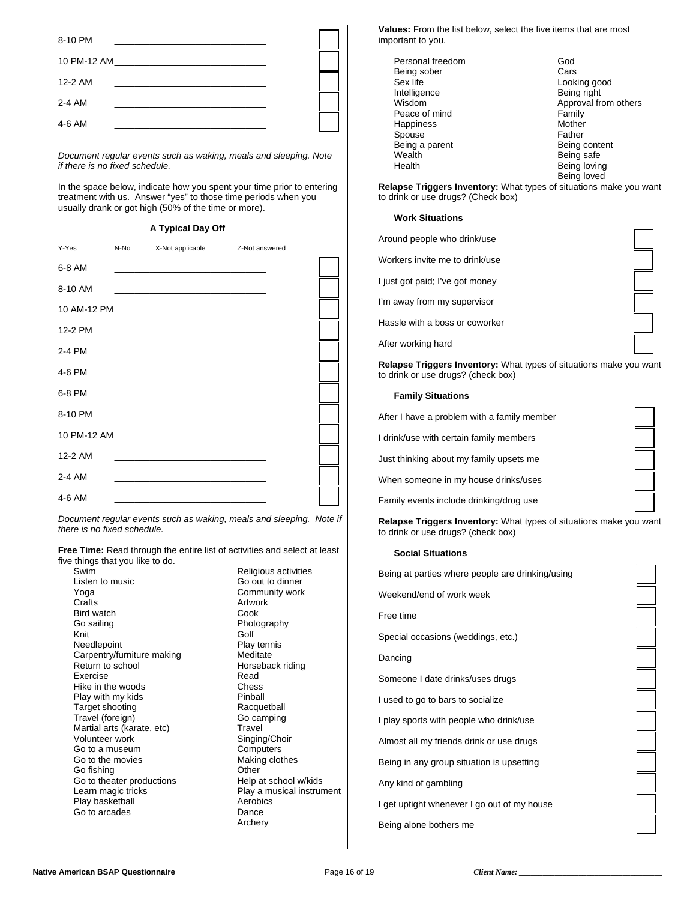| | | |
|---|---|---|
| 8-10 PM | ______________________________ | ☐ |
| 10 PM-12 AM | ______________________________ | ☐ |
| 12-2 AM | ______________________________ | ☐ |
| 2-4 AM | ______________________________ | ☐ |
| 4-6 AM | ______________________________ | ☐ |

*Document regular events such as waking, meals and sleeping. Note if there is no fixed schedule.*

In the space below, indicate how you spent your time prior to entering treatment with us. Answer "yes" to those time periods when you usually drank or got high (50% of the time or more).

**A Typical Day Off**

Y-Yes N-No X-Not applicable Z-Not answered

| | | |
|---|---|---|
| 6-8 AM | ______________________________ | ☐ |
| 8-10 AM | ______________________________ | ☐ |
| 10 AM-12 PM | ______________________________ | ☐ |
| 12-2 PM | ______________________________ | ☐ |
| 2-4 PM | ______________________________ | ☐ |
| 4-6 PM | ______________________________ | ☐ |
| 6-8 PM | ______________________________ | ☐ |
| 8-10 PM | ______________________________ | ☐ |
| 10 PM-12 AM | ______________________________ | ☐ |
| 12-2 AM | ______________________________ | ☐ |
| 2-4 AM | ______________________________ | ☐ |
| 4-6 AM | ______________________________ | ☐ |

*Document regular events such as waking, meals and sleeping. Note if there is no fixed schedule.*

**Free Time:** Read through the entire list of activities and select at least five things that you like to do.

| | |
|---|---|
| Swim | Religious activities |
| Listen to music | Go out to dinner |
| Yoga | Community work |
| Crafts | Artwork |
| Bird watch | Cook |
| Go sailing | Photography |
| Knit | Golf |
| Needlepoint | Play tennis |
| Carpentry/furniture making | Meditate |
| Return to school | Horseback riding |
| Exercise | Read |
| Hike in the woods | Chess |
| Play with my kids | Pinball |
| Target shooting | Racquetball |
| Travel (foreign) | Go camping |
| Martial arts (karate, etc) | Travel |
| Volunteer work | Singing/Choir |
| Go to a museum | Computers |
| Go to the movies | Making clothes |
| Go fishing | Other |
| Go to theater productions | Help at school w/kids |
| Learn magic tricks | Play a musical instrument |
| Play basketball | Aerobics |
| Go to arcades | Dance |
| | Archery |

**Values:** From the list below, select the five items that are most important to you.

| | |
|---|---|
| Personal freedom | God |
| Being sober | Cars |
| Sex life | Looking good |
| Intelligence | Being right |
| Wisdom | Approval from others |
| Peace of mind | Family |
| Happiness | Mother |
| Spouse | Father |
| Being a parent | Being content |
| Wealth | Being safe |
| Health | Being loving |
| | Being loved |

**Relapse Triggers Inventory:** What types of situations make you want to drink or use drugs? (Check box)

**Work Situations**

| | |
|---|---|
| Around people who drink/use | ☐ |
| Workers invite me to drink/use | ☐ |
| I just got paid; I've got money | ☐ |
| I'm away from my supervisor | ☐ |
| Hassle with a boss or coworker | ☐ |
| After working hard | ☐ |

**Relapse Triggers Inventory:** What types of situations make you want to drink or use drugs? (check box)

**Family Situations**

| | |
|---|---|
| After I have a problem with a family member | ☐ |
| I drink/use with certain family members | ☐ |
| Just thinking about my family upsets me | ☐ |
| When someone in my house drinks/uses | ☐ |
| Family events include drinking/drug use | ☐ |

**Relapse Triggers Inventory:** What types of situations make you want to drink or use drugs? (check box)

**Social Situations**

| | |
|---|---|
| Being at parties where people are drinking/using | ☐ |
| Weekend/end of work week | ☐ |
| Free time | ☐ |
| Special occasions (weddings, etc.) | ☐ |
| Dancing | ☐ |
| Someone I date drinks/uses drugs | ☐ |
| I used to go to bars to socialize | ☐ |
| I play sports with people who drink/use | ☐ |
| Almost all my friends drink or use drugs | ☐ |
| Being in any group situation is upsetting | ☐ |
| Any kind of gambling | ☐ |
| I get uptight whenever I go out of my house | ☐ |
| Being alone bothers me | ☐ |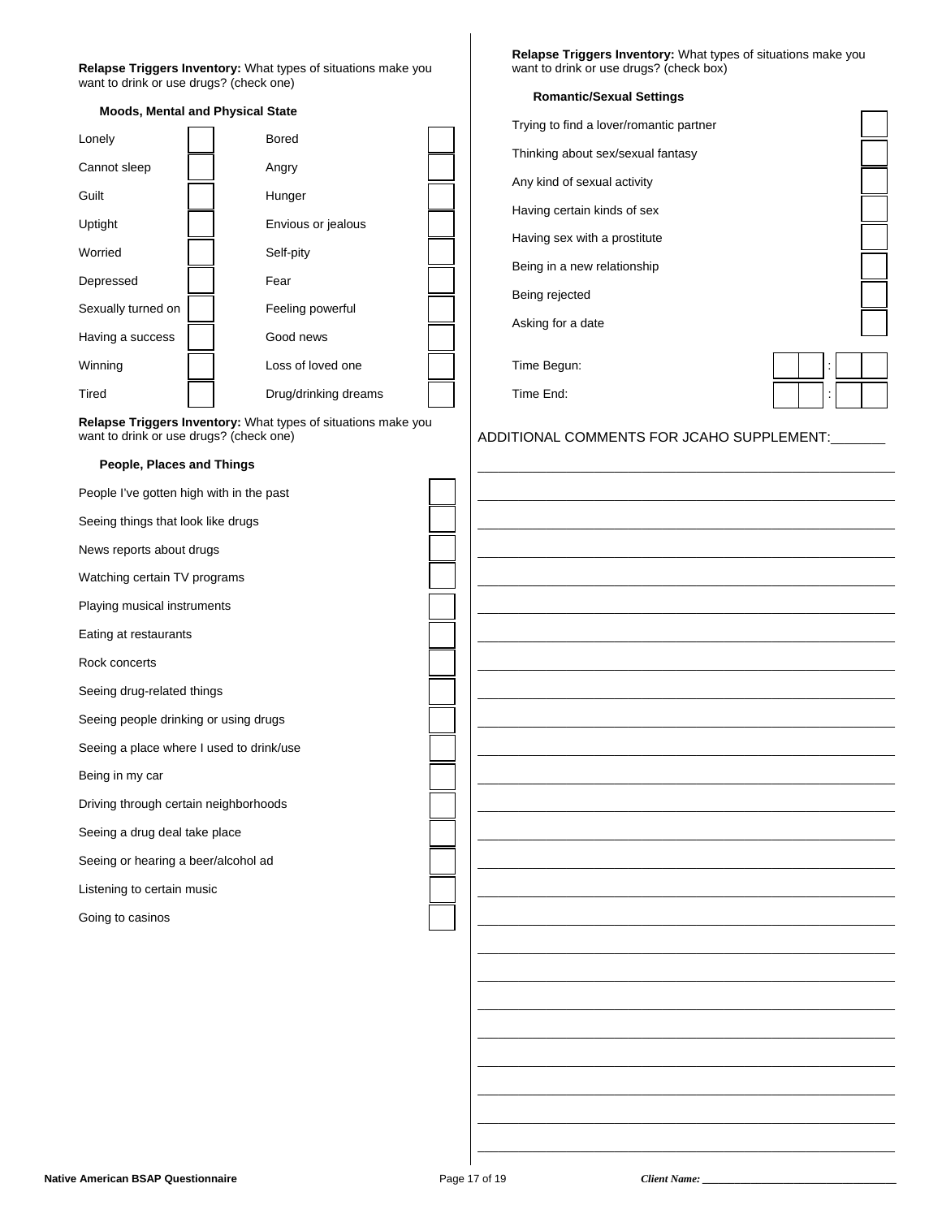**Relapse Triggers Inventory:** What types of situations make you want to drink or use drugs? (check one)

**Moods, Mental and Physical State**

| | | | |
|---|---|---|---|
| Lonely | ☐ | Bored | ☐ |
| Cannot sleep | ☐ | Angry | ☐ |
| Guilt | ☐ | Hunger | ☐ |
| Uptight | ☐ | Envious or jealous | ☐ |
| Worried | ☐ | Self-pity | ☐ |
| Depressed | ☐ | Fear | ☐ |
| Sexually turned on | ☐ | Feeling powerful | ☐ |
| Having a success | ☐ | Good news | ☐ |
| Winning | ☐ | Loss of loved one | ☐ |
| Tired | ☐ | Drug/drinking dreams | ☐ |

**Relapse Triggers Inventory:** What types of situations make you want to drink or use drugs? (check one)

**People, Places and Things**

| | |
|---|---|
| People I've gotten high with in the past | ☐ |
| Seeing things that look like drugs | ☐ |
| News reports about drugs | ☐ |
| Watching certain TV programs | ☐ |
| Playing musical instruments | ☐ |
| Eating at restaurants | ☐ |
| Rock concerts | ☐ |
| Seeing drug-related things | ☐ |
| Seeing people drinking or using drugs | ☐ |
| Seeing a place where I used to drink/use | ☐ |
| Being in my car | ☐ |
| Driving through certain neighborhoods | ☐ |
| Seeing a drug deal take place | ☐ |
| Seeing or hearing a beer/alcohol ad | ☐ |
| Listening to certain music | ☐ |
| Going to casinos | ☐ |

**Relapse Triggers Inventory:** What types of situations make you want to drink or use drugs? (check box)

**Romantic/Sexual Settings**

| | |
|---|---|
| Trying to find a lover/romantic partner | ☐ |
| Thinking about sex/sexual fantasy | ☐ |
| Any kind of sexual activity | ☐ |
| Having certain kinds of sex | ☐ |
| Having sex with a prostitute | ☐ |
| Being in a new relationship | ☐ |
| Being rejected | ☐ |
| Asking for a date | ☐ |

Time Begun: ☐☐ : ☐☐

Time End: ☐☐ : ☐☐

ADDITIONAL COMMENTS FOR JCAHO SUPPLEMENT:_______

_______________________________________________

_______________________________________________

_______________________________________________

_______________________________________________

_______________________________________________

_______________________________________________

_______________________________________________

_______________________________________________

_______________________________________________

_______________________________________________

_______________________________________________

_______________________________________________

_______________________________________________

_______________________________________________

_______________________________________________

_______________________________________________

_______________________________________________

_______________________________________________

_______________________________________________

_______________________________________________

_______________________________________________

_______________________________________________

_______________________________________________

_______________________________________________

Client Name: ____________________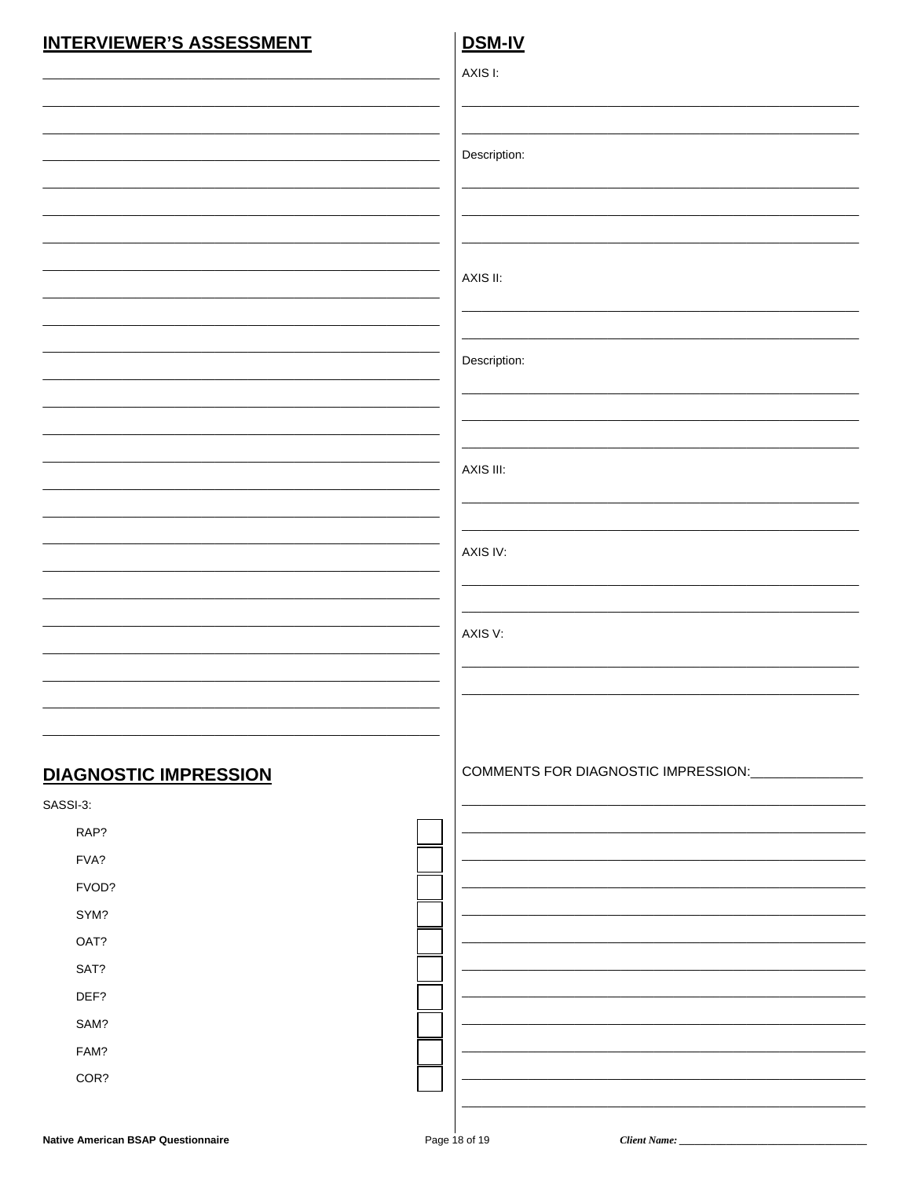## INTERVIEWER'S ASSESSMENT

______________________________________________

______________________________________________

______________________________________________

______________________________________________

______________________________________________

______________________________________________

______________________________________________

______________________________________________

______________________________________________

______________________________________________

______________________________________________

______________________________________________

______________________________________________

______________________________________________

______________________________________________

______________________________________________

______________________________________________

______________________________________________

______________________________________________

______________________________________________

______________________________________________

______________________________________________

______________________________________________

______________________________________________

## DSM-IV

AXIS I:

______________________________________________

______________________________________________

Description:

______________________________________________

______________________________________________

______________________________________________

AXIS II:

______________________________________________

______________________________________________

Description:

______________________________________________

______________________________________________

______________________________________________

AXIS III:

______________________________________________

______________________________________________

AXIS IV:

______________________________________________

______________________________________________

AXIS V:

______________________________________________

______________________________________________

## DIAGNOSTIC IMPRESSION

SASSI-3:

| | |
|---|---|
| RAP? | ☐ |
| FVA? | ☐ |
| FVOD? | ☐ |
| SYM? | ☐ |
| OAT? | ☐ |
| SAT? | ☐ |
| DEF? | ☐ |
| SAM? | ☐ |
| FAM? | ☐ |
| COR? | ☐ |

COMMENTS FOR DIAGNOSTIC IMPRESSION:______________

______________________________________________

______________________________________________

______________________________________________

______________________________________________

______________________________________________

______________________________________________

______________________________________________

______________________________________________

______________________________________________

______________________________________________

______________________________________________

______________________________________________

*Client Name:* ______________________________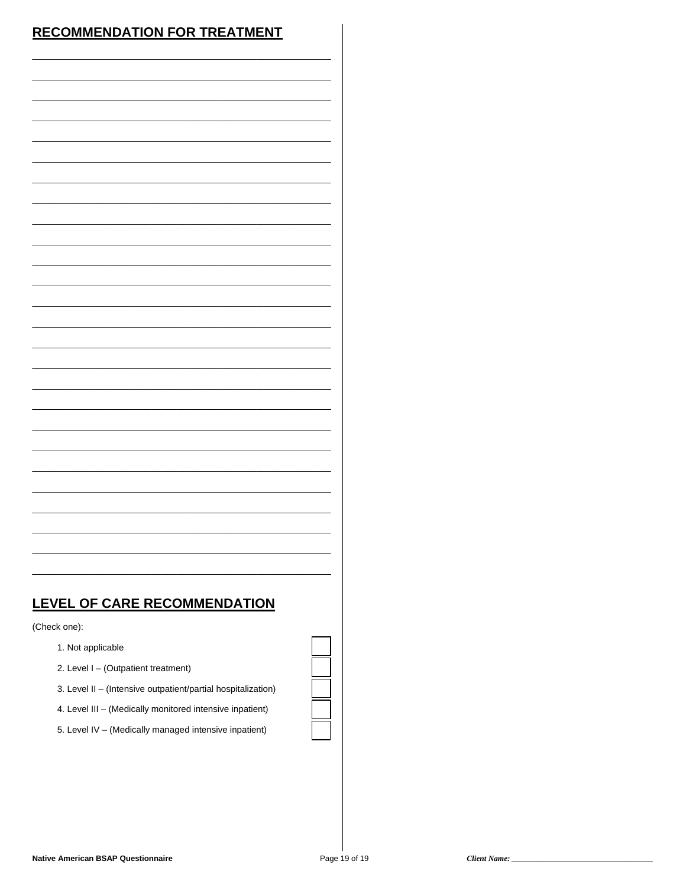## RECOMMENDATION FOR TREATMENT

## LEVEL OF CARE RECOMMENDATION

(Check one):

1. Not applicable ☐
2. Level I – (Outpatient treatment) ☐
3. Level II – (Intensive outpatient/partial hospitalization) ☐
4. Level III – (Medically monitored intensive inpatient) ☐
5. Level IV – (Medically managed intensive inpatient) ☐